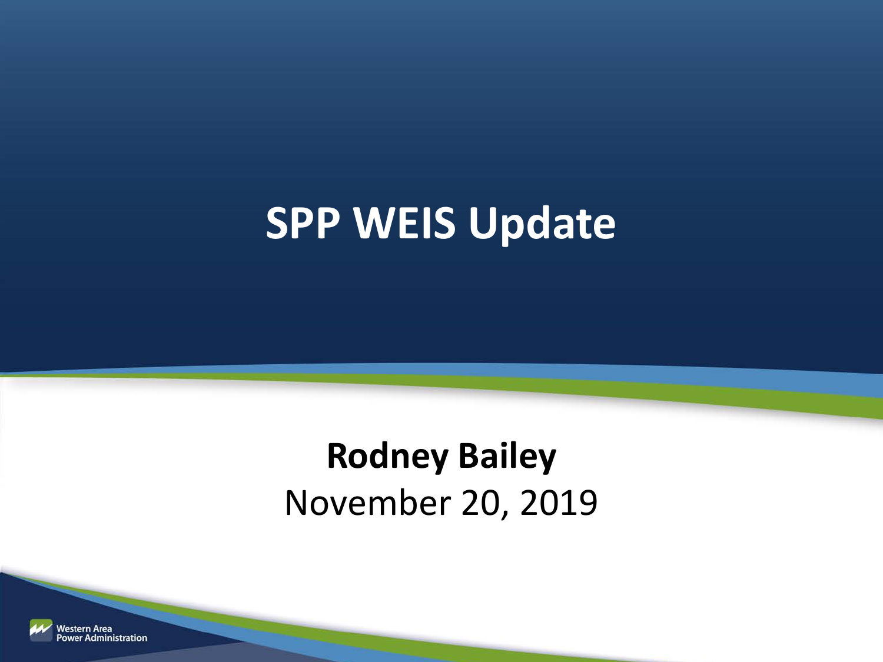# SPP WEIS Update

**Rodney Bailey**

November 20, 2019

Western Area Power Administration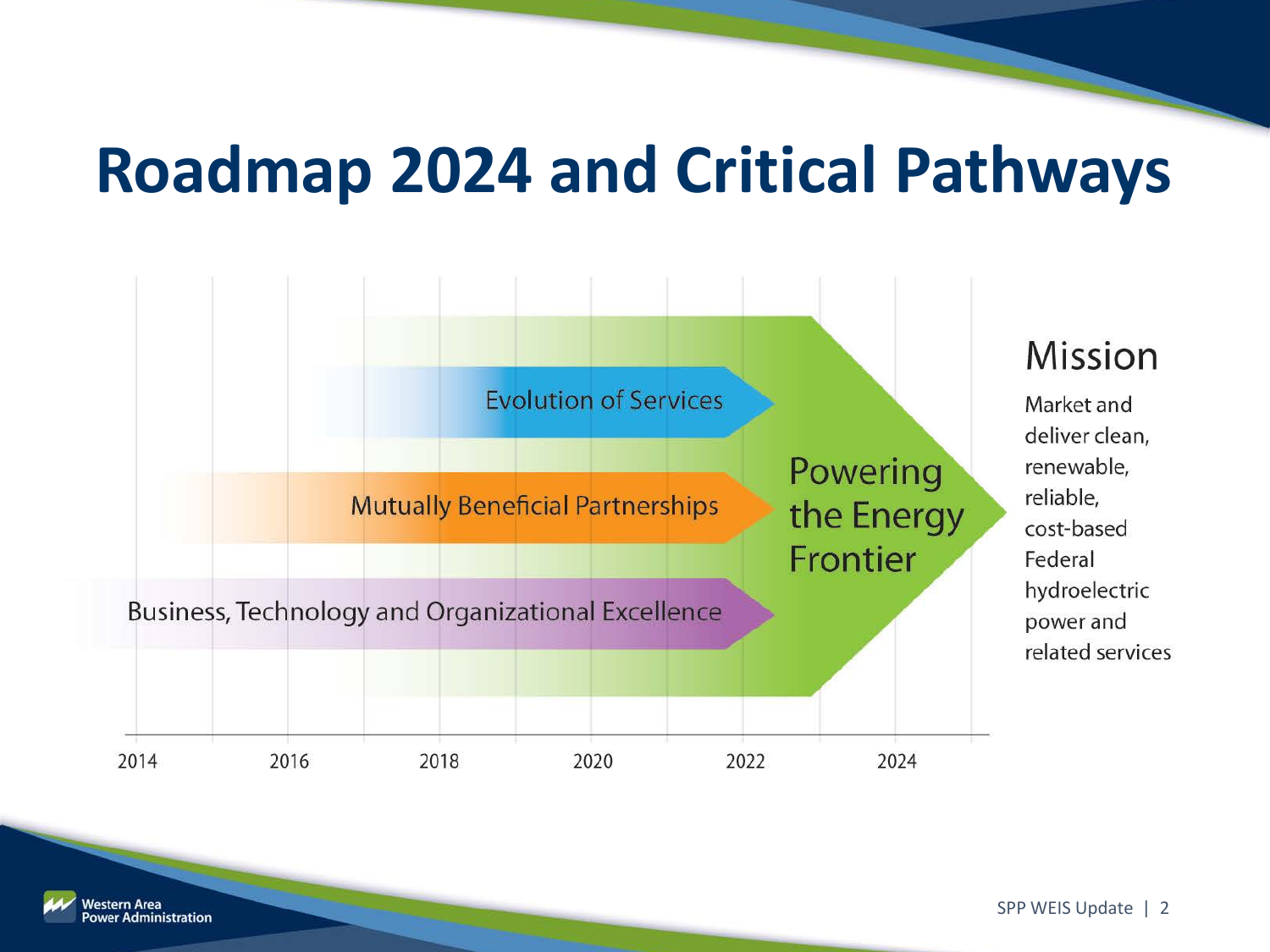# Roadmap 2024 and Critical Pathways

Evolution of Services

Mutually Beneficial Partnerships

Business, Technology and Organizational Excellence

Powering the Energy Frontier

2014 2016 2018 2020 2022 2024

## Mission

Market and deliver clean, renewable, reliable, cost-based Federal hydroelectric power and related services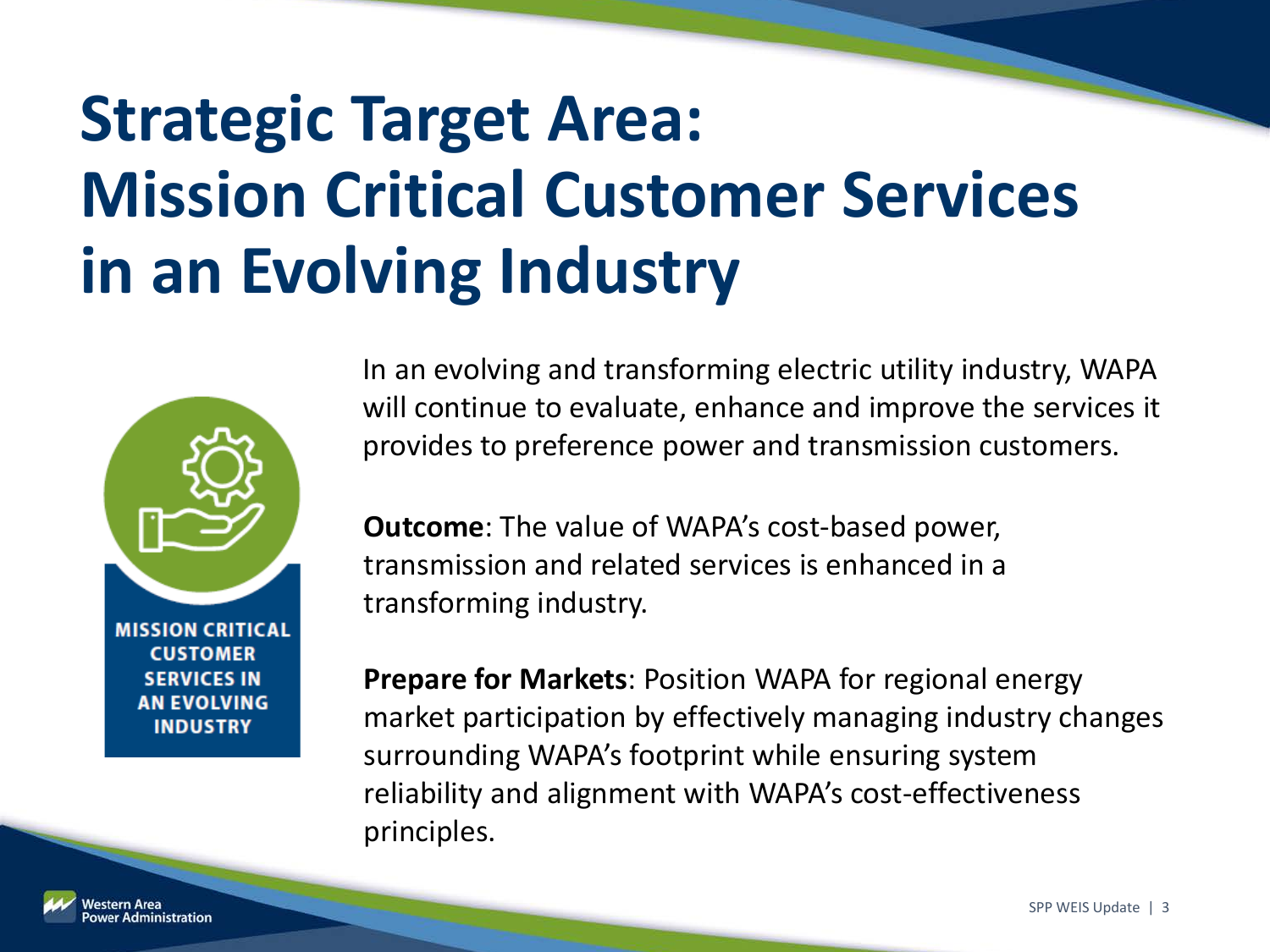# Strategic Target Area: Mission Critical Customer Services in an Evolving Industry

MISSION CRITICAL CUSTOMER SERVICES IN AN EVOLVING INDUSTRY

In an evolving and transforming electric utility industry, WAPA will continue to evaluate, enhance and improve the services it provides to preference power and transmission customers.

**Outcome**: The value of WAPA's cost-based power, transmission and related services is enhanced in a transforming industry.

**Prepare for Markets**: Position WAPA for regional energy market participation by effectively managing industry changes surrounding WAPA's footprint while ensuring system reliability and alignment with WAPA's cost-effectiveness principles.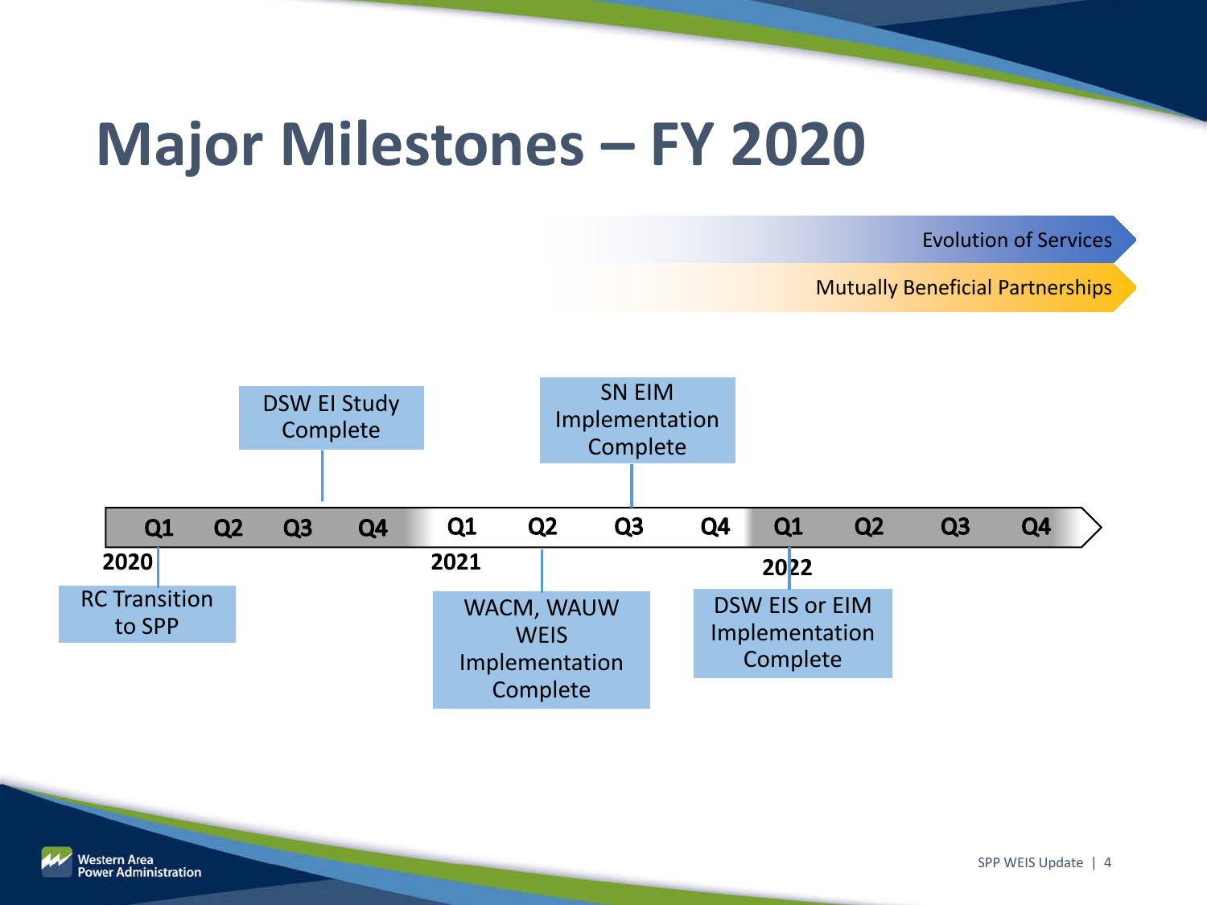# Major Milestones – FY 2020

Evolution of Services

Mutually Beneficial Partnerships

DSW EI Study Complete

SN EIM Implementation Complete

Q1 Q2 Q3 Q4 Q1 Q2 Q3 Q4 Q1 Q2 Q3 Q4

2020

2021

2022

RC Transition to SPP

WACM, WAUW WEIS Implementation Complete

DSW EIS or EIM Implementation Complete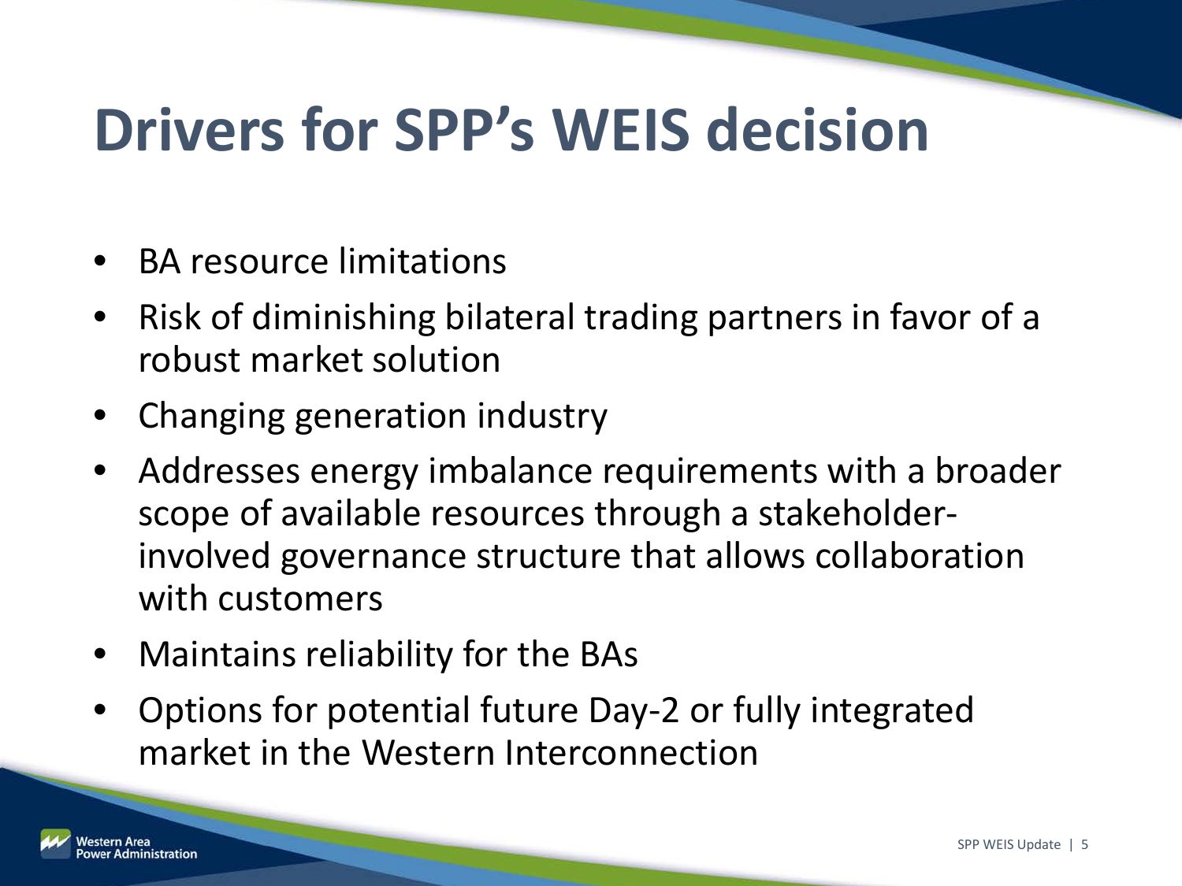# Drivers for SPP's WEIS decision

- BA resource limitations
- Risk of diminishing bilateral trading partners in favor of a robust market solution
- Changing generation industry
- Addresses energy imbalance requirements with a broader scope of available resources through a stakeholder-involved governance structure that allows collaboration with customers
- Maintains reliability for the BAs
- Options for potential future Day-2 or fully integrated market in the Western Interconnection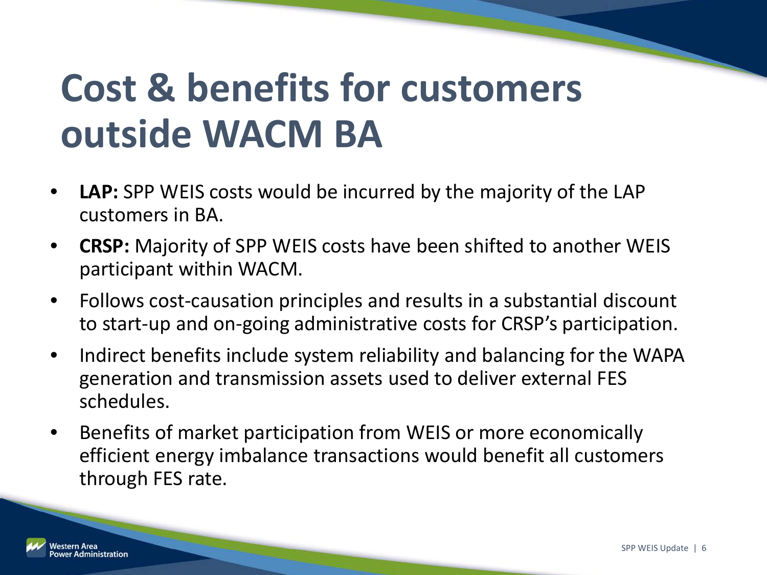# Cost & benefits for customers outside WACM BA

- **LAP:** SPP WEIS costs would be incurred by the majority of the LAP customers in BA.
- **CRSP:** Majority of SPP WEIS costs have been shifted to another WEIS participant within WACM.
- Follows cost-causation principles and results in a substantial discount to start-up and on-going administrative costs for CRSP's participation.
- Indirect benefits include system reliability and balancing for the WAPA generation and transmission assets used to deliver external FES schedules.
- Benefits of market participation from WEIS or more economically efficient energy imbalance transactions would benefit all customers through FES rate.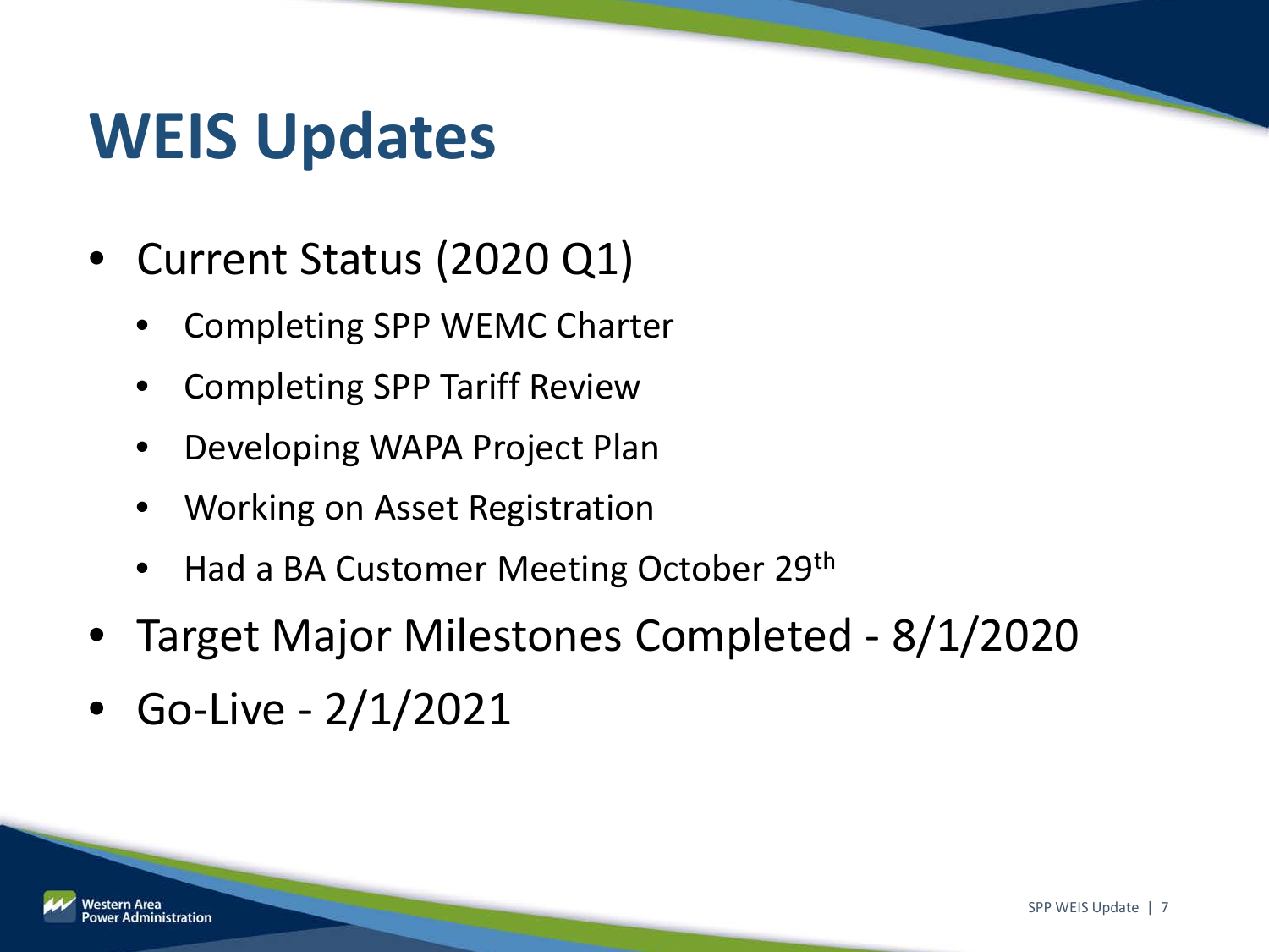# WEIS Updates

- Current Status (2020 Q1)
  - Completing SPP WEMC Charter
  - Completing SPP Tariff Review
  - Developing WAPA Project Plan
  - Working on Asset Registration
  - Had a BA Customer Meeting October 29th
- Target Major Milestones Completed - 8/1/2020
- Go-Live - 2/1/2021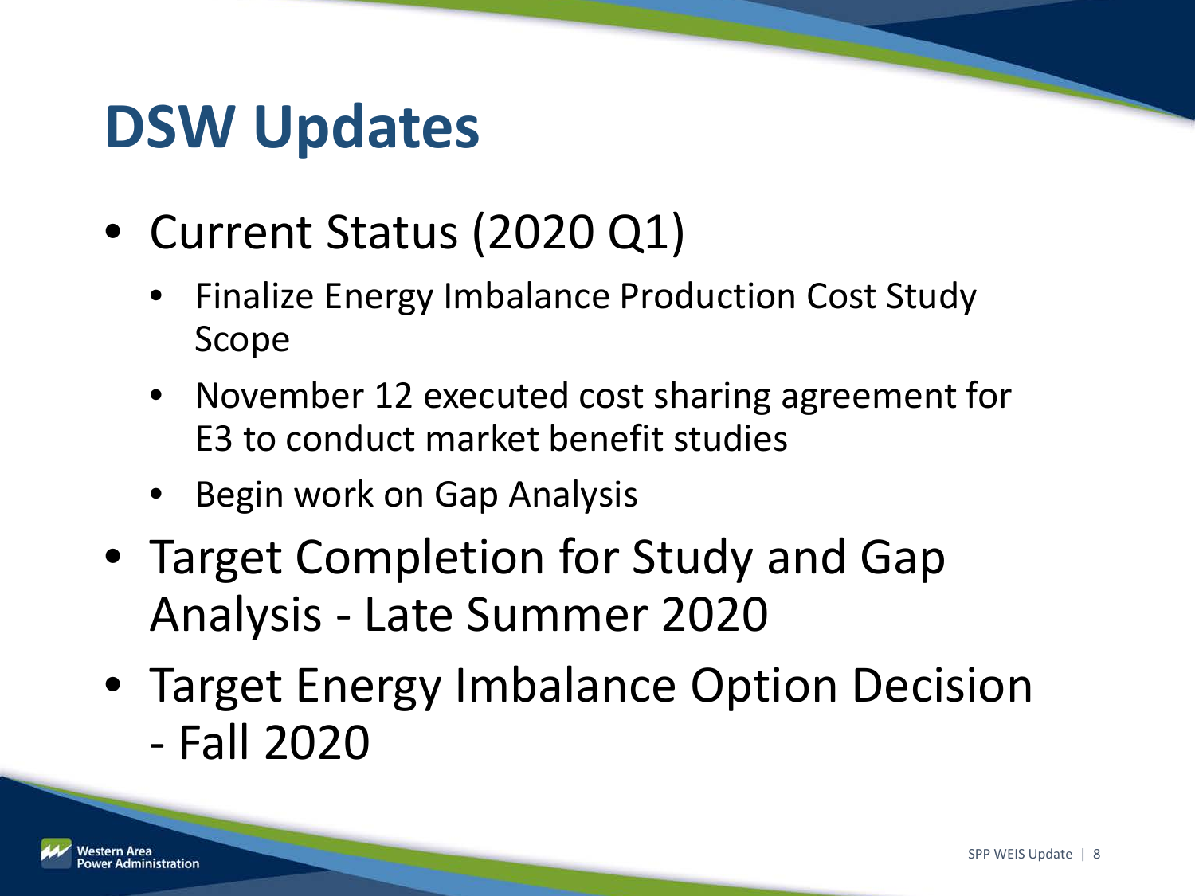# DSW Updates

- Current Status (2020 Q1)
  - Finalize Energy Imbalance Production Cost Study Scope
  - November 12 executed cost sharing agreement for E3 to conduct market benefit studies
  - Begin work on Gap Analysis
- Target Completion for Study and Gap Analysis - Late Summer 2020
- Target Energy Imbalance Option Decision - Fall 2020